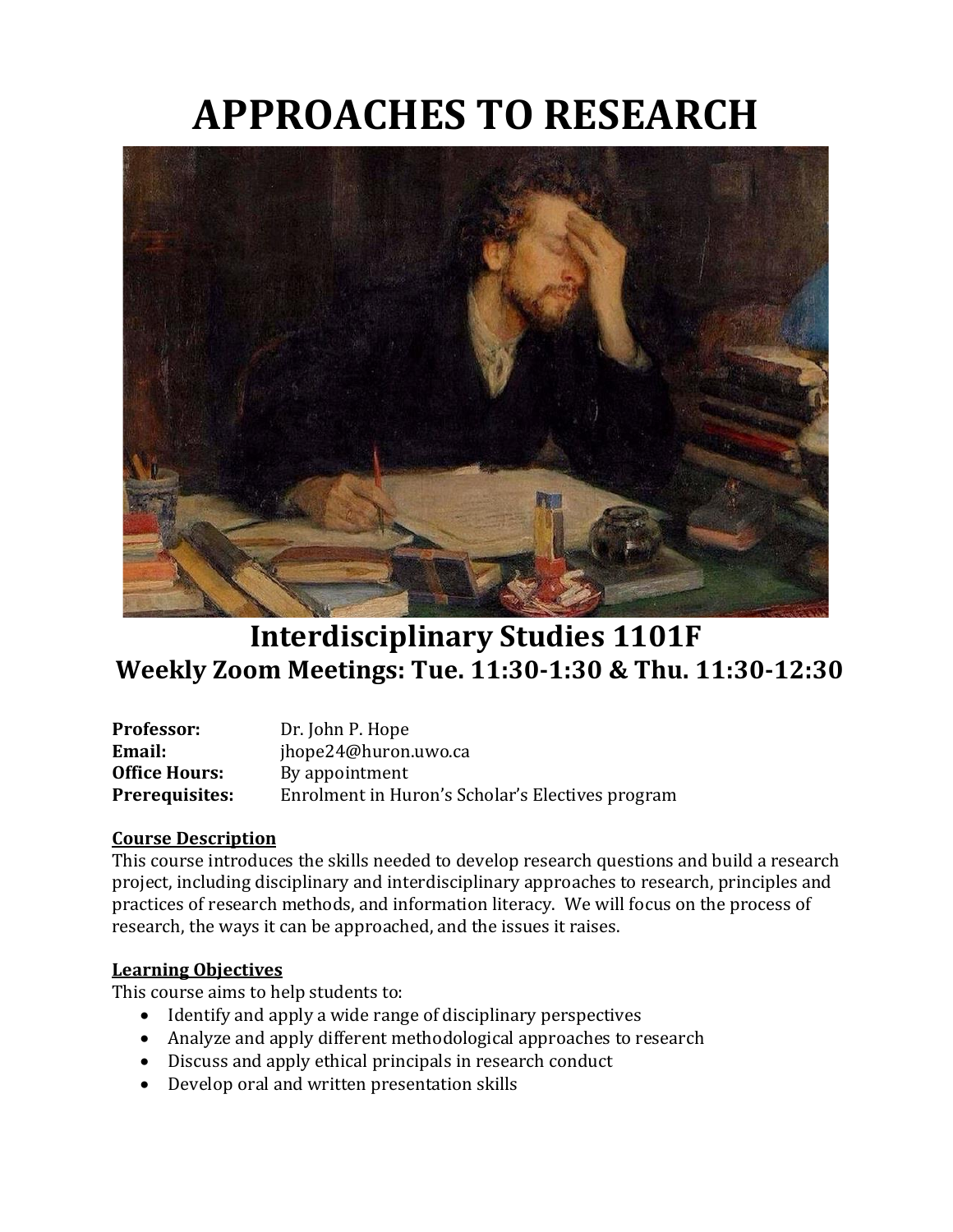# APPROACHES TO RESEARCH

## Interdisciplinary Studies 1101F
### Weekly Zoom Meetings: Tue. 11:30-1:30 & Thu. 11:30-12:30

**Professor:** Dr. John P. Hope
**Email:** jhope24@huron.uwo.ca
**Office Hours:** By appointment
**Prerequisites:** Enrolment in Huron's Scholar's Electives program

**Course Description**

This course introduces the skills needed to develop research questions and build a research project, including disciplinary and interdisciplinary approaches to research, principles and practices of research methods, and information literacy. We will focus on the process of research, the ways it can be approached, and the issues it raises.

**Learning Objectives**

This course aims to help students to:

- Identify and apply a wide range of disciplinary perspectives
- Analyze and apply different methodological approaches to research
- Discuss and apply ethical principals in research conduct
- Develop oral and written presentation skills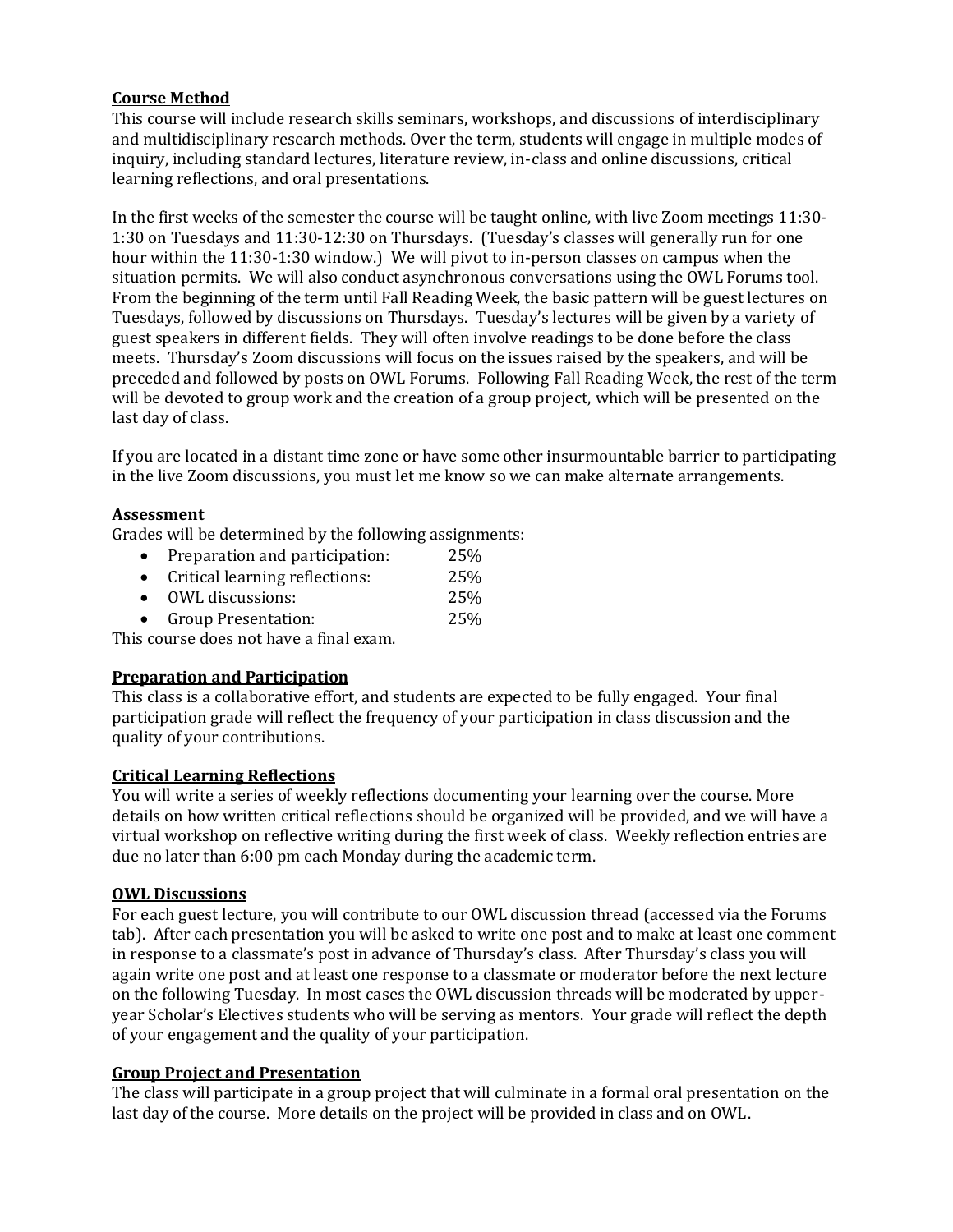## Course Method

This course will include research skills seminars, workshops, and discussions of interdisciplinary and multidisciplinary research methods. Over the term, students will engage in multiple modes of inquiry, including standard lectures, literature review, in-class and online discussions, critical learning reflections, and oral presentations.

In the first weeks of the semester the course will be taught online, with live Zoom meetings 11:30-1:30 on Tuesdays and 11:30-12:30 on Thursdays. (Tuesday's classes will generally run for one hour within the 11:30-1:30 window.) We will pivot to in-person classes on campus when the situation permits. We will also conduct asynchronous conversations using the OWL Forums tool. From the beginning of the term until Fall Reading Week, the basic pattern will be guest lectures on Tuesdays, followed by discussions on Thursdays. Tuesday's lectures will be given by a variety of guest speakers in different fields. They will often involve readings to be done before the class meets. Thursday's Zoom discussions will focus on the issues raised by the speakers, and will be preceded and followed by posts on OWL Forums. Following Fall Reading Week, the rest of the term will be devoted to group work and the creation of a group project, which will be presented on the last day of class.

If you are located in a distant time zone or have some other insurmountable barrier to participating in the live Zoom discussions, you must let me know so we can make alternate arrangements.

## Assessment

Grades will be determined by the following assignments:

- Preparation and participation: 25%
- Critical learning reflections: 25%
- OWL discussions: 25%
- Group Presentation: 25%

This course does not have a final exam.

## Preparation and Participation

This class is a collaborative effort, and students are expected to be fully engaged. Your final participation grade will reflect the frequency of your participation in class discussion and the quality of your contributions.

## Critical Learning Reflections

You will write a series of weekly reflections documenting your learning over the course. More details on how written critical reflections should be organized will be provided, and we will have a virtual workshop on reflective writing during the first week of class. Weekly reflection entries are due no later than 6:00 pm each Monday during the academic term.

## OWL Discussions

For each guest lecture, you will contribute to our OWL discussion thread (accessed via the Forums tab). After each presentation you will be asked to write one post and to make at least one comment in response to a classmate's post in advance of Thursday's class. After Thursday's class you will again write one post and at least one response to a classmate or moderator before the next lecture on the following Tuesday. In most cases the OWL discussion threads will be moderated by upper-year Scholar's Electives students who will be serving as mentors. Your grade will reflect the depth of your engagement and the quality of your participation.

## Group Project and Presentation

The class will participate in a group project that will culminate in a formal oral presentation on the last day of the course. More details on the project will be provided in class and on OWL.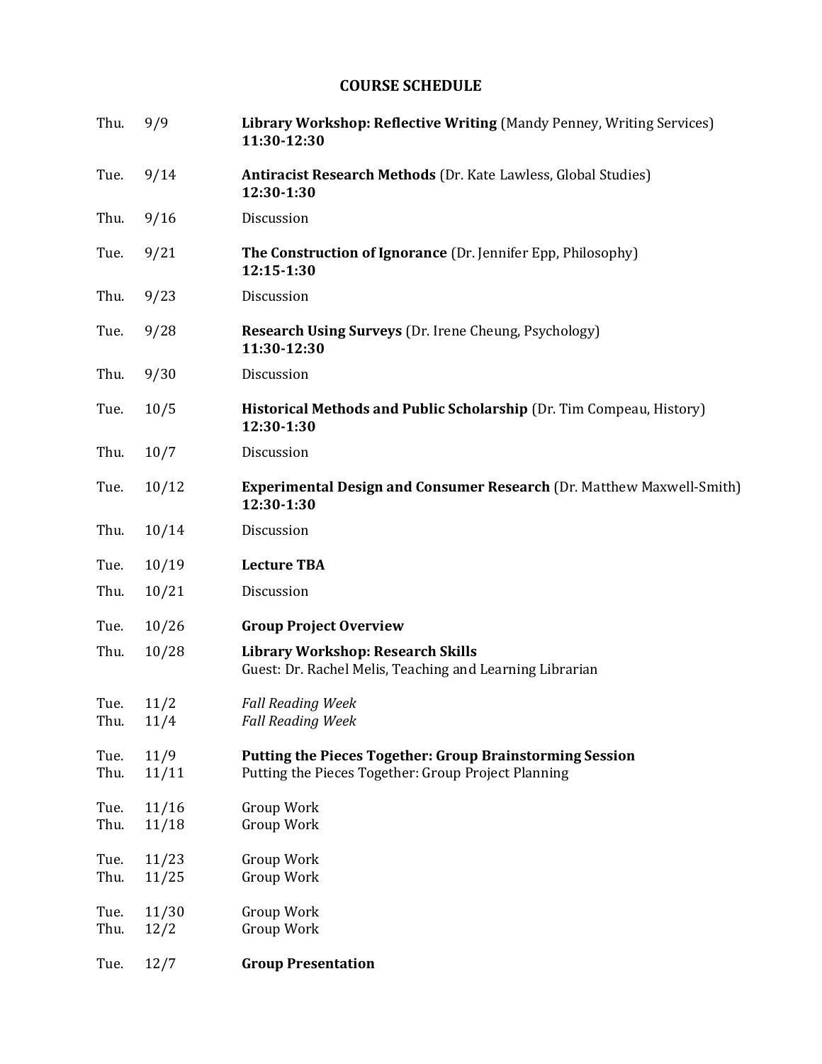## COURSE SCHEDULE

| | | |
|---|---|---|
| Thu. | 9/9 | **Library Workshop: Reflective Writing** (Mandy Penney, Writing Services) **11:30-12:30** |
| Tue. | 9/14 | **Antiracist Research Methods** (Dr. Kate Lawless, Global Studies) **12:30-1:30** |
| Thu. | 9/16 | Discussion |
| Tue. | 9/21 | **The Construction of Ignorance** (Dr. Jennifer Epp, Philosophy) **12:15-1:30** |
| Thu. | 9/23 | Discussion |
| Tue. | 9/28 | **Research Using Surveys** (Dr. Irene Cheung, Psychology) **11:30-12:30** |
| Thu. | 9/30 | Discussion |
| Tue. | 10/5 | **Historical Methods and Public Scholarship** (Dr. Tim Compeau, History) **12:30-1:30** |
| Thu. | 10/7 | Discussion |
| Tue. | 10/12 | **Experimental Design and Consumer Research** (Dr. Matthew Maxwell-Smith) **12:30-1:30** |
| Thu. | 10/14 | Discussion |
| Tue. | 10/19 | **Lecture TBA** |
| Thu. | 10/21 | Discussion |
| Tue. | 10/26 | **Group Project Overview** |
| Thu. | 10/28 | **Library Workshop: Research Skills** Guest: Dr. Rachel Melis, Teaching and Learning Librarian |
| Tue. | 11/2 | *Fall Reading Week* |
| Thu. | 11/4 | *Fall Reading Week* |
| Tue. | 11/9 | **Putting the Pieces Together: Group Brainstorming Session** |
| Thu. | 11/11 | Putting the Pieces Together: Group Project Planning |
| Tue. | 11/16 | Group Work |
| Thu. | 11/18 | Group Work |
| Tue. | 11/23 | Group Work |
| Thu. | 11/25 | Group Work |
| Tue. | 11/30 | Group Work |
| Thu. | 12/2 | Group Work |
| Tue. | 12/7 | **Group Presentation** |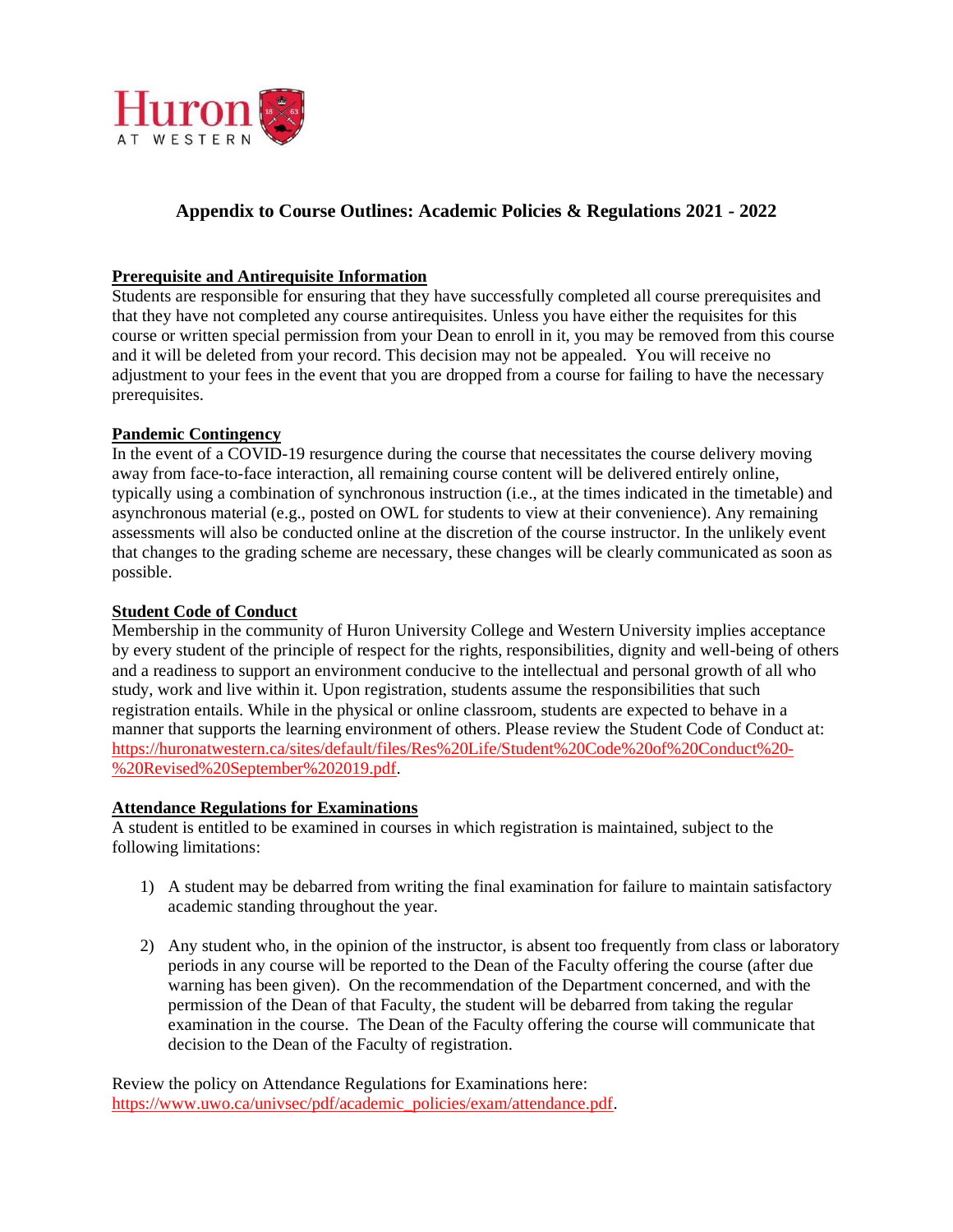## Appendix to Course Outlines: Academic Policies & Regulations 2021 - 2022

**Prerequisite and Antirequisite Information**

Students are responsible for ensuring that they have successfully completed all course prerequisites and that they have not completed any course antirequisites. Unless you have either the requisites for this course or written special permission from your Dean to enroll in it, you may be removed from this course and it will be deleted from your record. This decision may not be appealed. You will receive no adjustment to your fees in the event that you are dropped from a course for failing to have the necessary prerequisites.

**Pandemic Contingency**

In the event of a COVID-19 resurgence during the course that necessitates the course delivery moving away from face-to-face interaction, all remaining course content will be delivered entirely online, typically using a combination of synchronous instruction (i.e., at the times indicated in the timetable) and asynchronous material (e.g., posted on OWL for students to view at their convenience). Any remaining assessments will also be conducted online at the discretion of the course instructor. In the unlikely event that changes to the grading scheme are necessary, these changes will be clearly communicated as soon as possible.

**Student Code of Conduct**

Membership in the community of Huron University College and Western University implies acceptance by every student of the principle of respect for the rights, responsibilities, dignity and well-being of others and a readiness to support an environment conducive to the intellectual and personal growth of all who study, work and live within it. Upon registration, students assume the responsibilities that such registration entails. While in the physical or online classroom, students are expected to behave in a manner that supports the learning environment of others. Please review the Student Code of Conduct at: https://huronatwestern.ca/sites/default/files/Res%20Life/Student%20Code%20of%20Conduct%20-%20Revised%20September%202019.pdf.

**Attendance Regulations for Examinations**

A student is entitled to be examined in courses in which registration is maintained, subject to the following limitations:

1) A student may be debarred from writing the final examination for failure to maintain satisfactory academic standing throughout the year.

2) Any student who, in the opinion of the instructor, is absent too frequently from class or laboratory periods in any course will be reported to the Dean of the Faculty offering the course (after due warning has been given). On the recommendation of the Department concerned, and with the permission of the Dean of that Faculty, the student will be debarred from taking the regular examination in the course. The Dean of the Faculty offering the course will communicate that decision to the Dean of the Faculty of registration.

Review the policy on Attendance Regulations for Examinations here: https://www.uwo.ca/univsec/pdf/academic_policies/exam/attendance.pdf.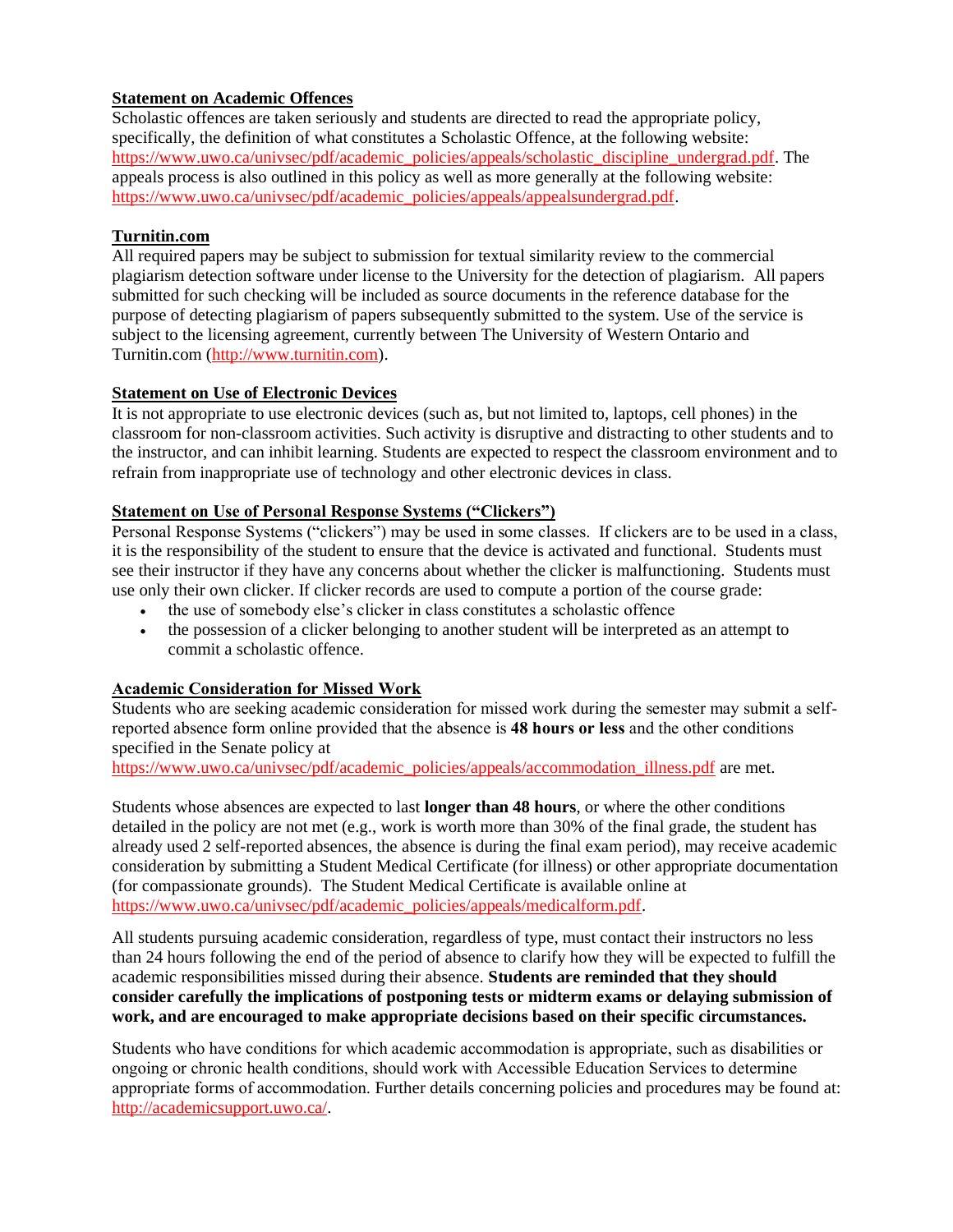**Statement on Academic Offences**

Scholastic offences are taken seriously and students are directed to read the appropriate policy, specifically, the definition of what constitutes a Scholastic Offence, at the following website: https://www.uwo.ca/univsec/pdf/academic_policies/appeals/scholastic_discipline_undergrad.pdf. The appeals process is also outlined in this policy as well as more generally at the following website: https://www.uwo.ca/univsec/pdf/academic_policies/appeals/appealsundergrad.pdf.

**Turnitin.com**

All required papers may be subject to submission for textual similarity review to the commercial plagiarism detection software under license to the University for the detection of plagiarism. All papers submitted for such checking will be included as source documents in the reference database for the purpose of detecting plagiarism of papers subsequently submitted to the system. Use of the service is subject to the licensing agreement, currently between The University of Western Ontario and Turnitin.com (http://www.turnitin.com).

**Statement on Use of Electronic Devices**

It is not appropriate to use electronic devices (such as, but not limited to, laptops, cell phones) in the classroom for non-classroom activities. Such activity is disruptive and distracting to other students and to the instructor, and can inhibit learning. Students are expected to respect the classroom environment and to refrain from inappropriate use of technology and other electronic devices in class.

**Statement on Use of Personal Response Systems ("Clickers")**

Personal Response Systems ("clickers") may be used in some classes. If clickers are to be used in a class, it is the responsibility of the student to ensure that the device is activated and functional. Students must see their instructor if they have any concerns about whether the clicker is malfunctioning. Students must use only their own clicker. If clicker records are used to compute a portion of the course grade:

- the use of somebody else's clicker in class constitutes a scholastic offence
- the possession of a clicker belonging to another student will be interpreted as an attempt to commit a scholastic offence.

**Academic Consideration for Missed Work**

Students who are seeking academic consideration for missed work during the semester may submit a self-reported absence form online provided that the absence is **48 hours or less** and the other conditions specified in the Senate policy at https://www.uwo.ca/univsec/pdf/academic_policies/appeals/accommodation_illness.pdf are met.

Students whose absences are expected to last **longer than 48 hours**, or where the other conditions detailed in the policy are not met (e.g., work is worth more than 30% of the final grade, the student has already used 2 self-reported absences, the absence is during the final exam period), may receive academic consideration by submitting a Student Medical Certificate (for illness) or other appropriate documentation (for compassionate grounds). The Student Medical Certificate is available online at https://www.uwo.ca/univsec/pdf/academic_policies/appeals/medicalform.pdf.

All students pursuing academic consideration, regardless of type, must contact their instructors no less than 24 hours following the end of the period of absence to clarify how they will be expected to fulfill the academic responsibilities missed during their absence. **Students are reminded that they should consider carefully the implications of postponing tests or midterm exams or delaying submission of work, and are encouraged to make appropriate decisions based on their specific circumstances.**

Students who have conditions for which academic accommodation is appropriate, such as disabilities or ongoing or chronic health conditions, should work with Accessible Education Services to determine appropriate forms of accommodation. Further details concerning policies and procedures may be found at: http://academicsupport.uwo.ca/.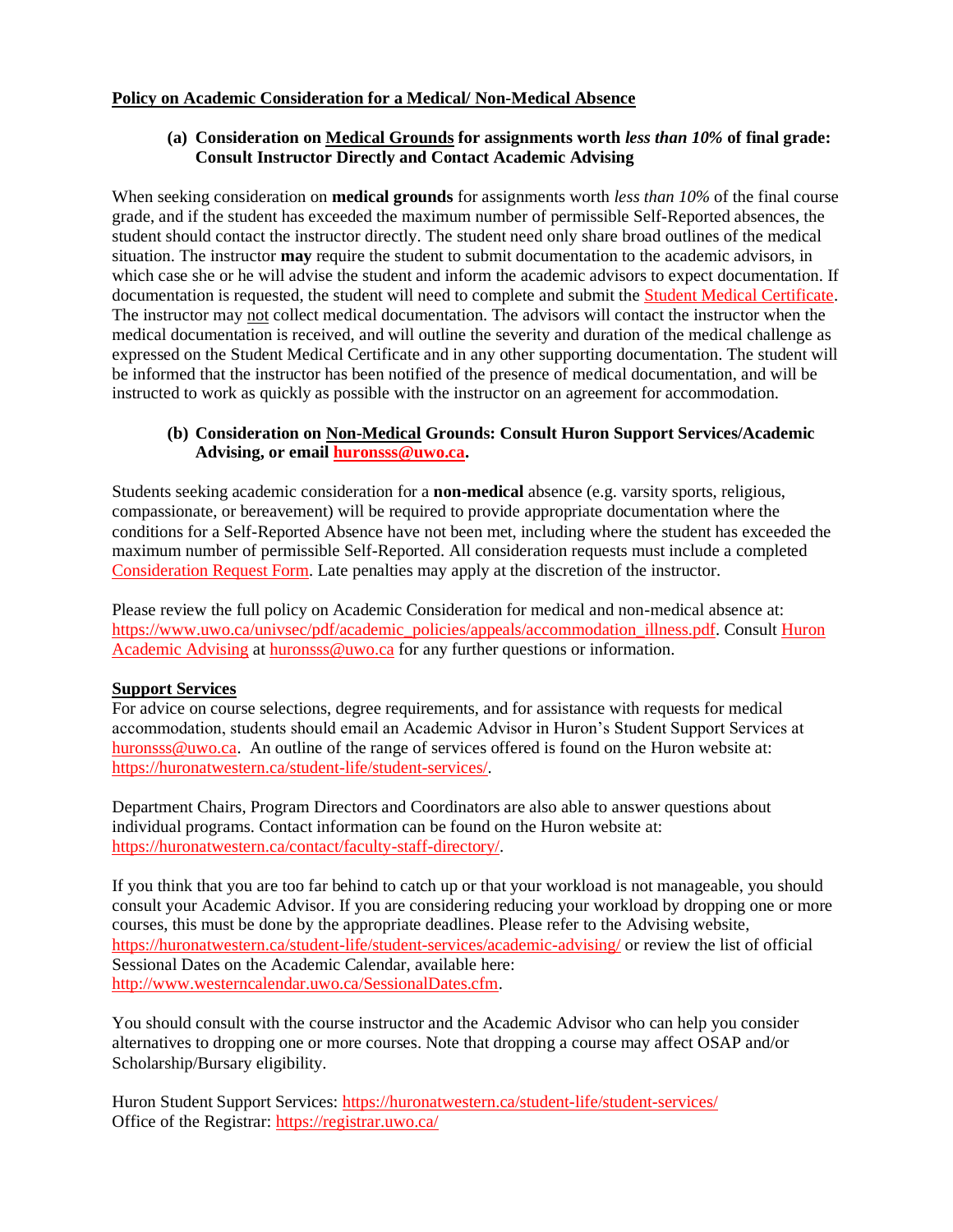**Policy on Academic Consideration for a Medical/ Non-Medical Absence**

**(a) Consideration on Medical Grounds for assignments worth *less than 10%* of final grade: Consult Instructor Directly and Contact Academic Advising**

When seeking consideration on **medical grounds** for assignments worth *less than 10%* of the final course grade, and if the student has exceeded the maximum number of permissible Self-Reported absences, the student should contact the instructor directly. The student need only share broad outlines of the medical situation. The instructor **may** require the student to submit documentation to the academic advisors, in which case she or he will advise the student and inform the academic advisors to expect documentation. If documentation is requested, the student will need to complete and submit the Student Medical Certificate. The instructor may not collect medical documentation. The advisors will contact the instructor when the medical documentation is received, and will outline the severity and duration of the medical challenge as expressed on the Student Medical Certificate and in any other supporting documentation. The student will be informed that the instructor has been notified of the presence of medical documentation, and will be instructed to work as quickly as possible with the instructor on an agreement for accommodation.

**(b) Consideration on Non-Medical Grounds: Consult Huron Support Services/Academic Advising, or email huronsss@uwo.ca.**

Students seeking academic consideration for a **non-medical** absence (e.g. varsity sports, religious, compassionate, or bereavement) will be required to provide appropriate documentation where the conditions for a Self-Reported Absence have not been met, including where the student has exceeded the maximum number of permissible Self-Reported. All consideration requests must include a completed Consideration Request Form. Late penalties may apply at the discretion of the instructor.

Please review the full policy on Academic Consideration for medical and non-medical absence at: https://www.uwo.ca/univsec/pdf/academic_policies/appeals/accommodation_illness.pdf. Consult Huron Academic Advising at huronsss@uwo.ca for any further questions or information.

**Support Services**

For advice on course selections, degree requirements, and for assistance with requests for medical accommodation, students should email an Academic Advisor in Huron's Student Support Services at huronsss@uwo.ca. An outline of the range of services offered is found on the Huron website at: https://huronatwestern.ca/student-life/student-services/.

Department Chairs, Program Directors and Coordinators are also able to answer questions about individual programs. Contact information can be found on the Huron website at: https://huronatwestern.ca/contact/faculty-staff-directory/.

If you think that you are too far behind to catch up or that your workload is not manageable, you should consult your Academic Advisor. If you are considering reducing your workload by dropping one or more courses, this must be done by the appropriate deadlines. Please refer to the Advising website, https://huronatwestern.ca/student-life/student-services/academic-advising/ or review the list of official Sessional Dates on the Academic Calendar, available here: http://www.westerncalendar.uwo.ca/SessionalDates.cfm.

You should consult with the course instructor and the Academic Advisor who can help you consider alternatives to dropping one or more courses. Note that dropping a course may affect OSAP and/or Scholarship/Bursary eligibility.

Huron Student Support Services: https://huronatwestern.ca/student-life/student-services/
Office of the Registrar: https://registrar.uwo.ca/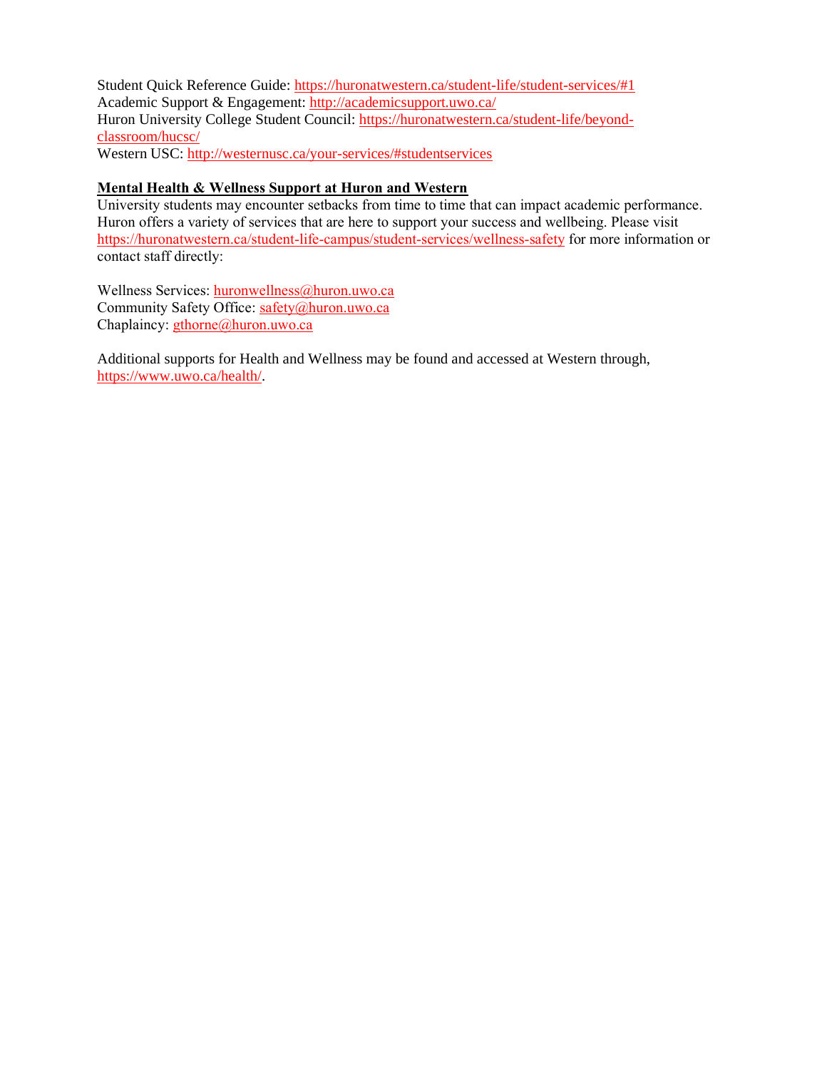Student Quick Reference Guide: https://huronatwestern.ca/student-life/student-services/#1
Academic Support & Engagement: http://academicsupport.uwo.ca/
Huron University College Student Council: https://huronatwestern.ca/student-life/beyond-classroom/hucsc/
Western USC: http://westernusc.ca/your-services/#studentservices

**Mental Health & Wellness Support at Huron and Western**

University students may encounter setbacks from time to time that can impact academic performance. Huron offers a variety of services that are here to support your success and wellbeing. Please visit https://huronatwestern.ca/student-life-campus/student-services/wellness-safety for more information or contact staff directly:

Wellness Services: huronwellness@huron.uwo.ca
Community Safety Office: safety@huron.uwo.ca
Chaplaincy: gthorne@huron.uwo.ca

Additional supports for Health and Wellness may be found and accessed at Western through, https://www.uwo.ca/health/.